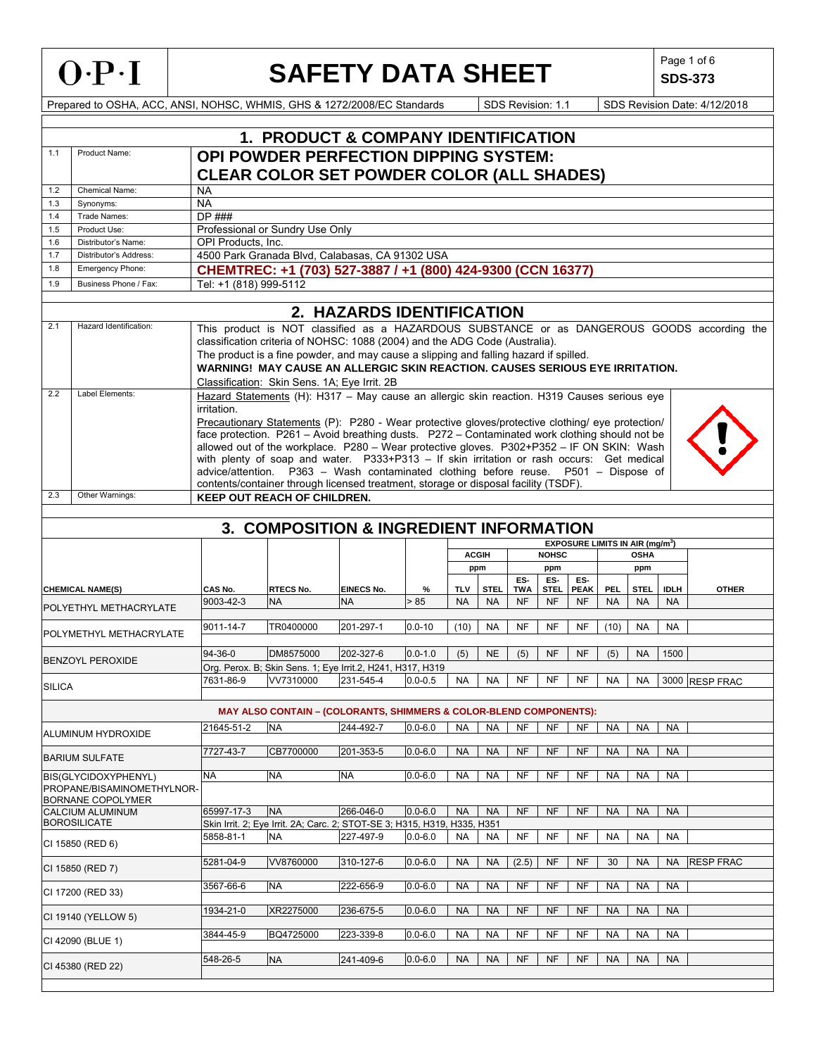# O·P·I SAFETY DATA SHEET

**SDS-373**

Prepared to OSHA, ACC, ANSI, NOHSC, WHMIS, GHS & 1272/2008/EC Standards | SDS Revision: 1.1 | SDS Revision Date: 4/12/2018

## 1. PRODUCT & COMPANY IDENTIFICATION

| | | |
|---|---|---|
| 1.1 | Product Name: | **OPI POWDER PERFECTION DIPPING SYSTEM: CLEAR COLOR SET POWDER COLOR (ALL SHADES)** |
| 1.2 | Chemical Name: | NA |
| 1.3 | Synonyms: | NA |
| 1.4 | Trade Names: | DP ### |
| 1.5 | Product Use: | Professional or Sundry Use Only |
| 1.6 | Distributor's Name: | OPI Products, Inc. |
| 1.7 | Distributor's Address: | 4500 Park Granada Blvd, Calabasas, CA 91302 USA |
| 1.8 | Emergency Phone: | **CHEMTREC: +1 (703) 527-3887 / +1 (800) 424-9300 (CCN 16377)** |
| 1.9 | Business Phone / Fax: | Tel: +1 (818) 999-5112 |

## 2. HAZARDS IDENTIFICATION

| | | |
|---|---|---|
| 2.1 | Hazard Identification: | This product is NOT classified as a HAZARDOUS SUBSTANCE or as DANGEROUS GOODS according the classification criteria of NOHSC: 1088 (2004) and the ADG Code (Australia). The product is a fine powder, and may cause a slipping and falling hazard if spilled. **WARNING! MAY CAUSE AN ALLERGIC SKIN REACTION. CAUSES SERIOUS EYE IRRITATION.** Classification: Skin Sens. 1A; Eye Irrit. 2B |
| 2.2 | Label Elements: | Hazard Statements (H): H317 – May cause an allergic skin reaction. H319 Causes serious eye irritation. Precautionary Statements (P): P280 - Wear protective gloves/protective clothing/ eye protection/ face protection. P261 – Avoid breathing dusts. P272 – Contaminated work clothing should not be allowed out of the workplace. P280 – Wear protective gloves. P302+P352 – IF ON SKIN: Wash with plenty of soap and water. P333+P313 – If skin irritation or rash occurs: Get medical advice/attention. P363 – Wash contaminated clothing before reuse. P501 – Dispose of contents/container through licensed treatment, storage or disposal facility (TSDF). |
| 2.3 | Other Warnings: | **KEEP OUT REACH OF CHILDREN.** |

## 3. COMPOSITION & INGREDIENT INFORMATION

| | | | | | EXPOSURE LIMITS IN AIR (mg/m³) | | | | | | | | |
|---|---|---|---|---|---|---|---|---|---|---|---|---|---|
| | | | | | ACGIH | | NOHSC | | | OSHA | | | |
| | | | | | ppm | | ppm | | | ppm | | | |
| CHEMICAL NAME(S) | CAS No. | RTECS No. | EINECS No. | % | TLV | STEL | ES-TWA | ES-STEL | ES-PEAK | PEL | STEL | IDLH | OTHER |
| POLYETHYL METHACRYLATE | 9003-42-3 | NA | NA | > 85 | NA | NA | NF | NF | NF | NA | NA | NA | |
| POLYMETHYL METHACRYLATE | 9011-14-7 | TR0400000 | 201-297-1 | 0.0-10 | (10) | NA | NF | NF | NF | (10) | NA | NA | |
| BENZOYL PEROXIDE | 94-36-0 | DM8575000 | 202-327-6 | 0.0-1.0 | (5) | NE | (5) | NF | NF | (5) | NA | 1500 | |
| | Org. Perox. B; Skin Sens. 1; Eye Irrit.2, H241, H317, H319 | | | | | | | | | | | | |
| SILICA | 7631-86-9 | VV7310000 | 231-545-4 | 0.0-0.5 | NA | NA | NF | NF | NF | NA | NA | 3000 | RESP FRAC |
| **MAY ALSO CONTAIN – (COLORANTS, SHIMMERS & COLOR-BLEND COMPONENTS):** | | | | | | | | | | | | | |
| ALUMINUM HYDROXIDE | 21645-51-2 | NA | 244-492-7 | 0.0-6.0 | NA | NA | NF | NF | NF | NA | NA | NA | |
| BARIUM SULFATE | 7727-43-7 | CB7700000 | 201-353-5 | 0.0-6.0 | NA | NA | NF | NF | NF | NA | NA | NA | |
| BIS(GLYCIDOXYPHENYL) PROPANE/BISAMINOMETHYLNOR-BORNANE COPOLYMER | NA | NA | NA | 0.0-6.0 | NA | NA | NF | NF | NF | NA | NA | NA | |
| CALCIUM ALUMINUM BOROSILICATE | 65997-17-3 | NA | 266-046-0 | 0.0-6.0 | NA | NA | NF | NF | NF | NA | NA | NA | |
| | Skin Irrit. 2; Eye Irrit. 2A; Carc. 2; STOT-SE 3; H315, H319, H335, H351 | | | | | | | | | | | | |
| CI 15850 (RED 6) | 5858-81-1 | NA | 227-497-9 | 0.0-6.0 | NA | NA | NF | NF | NF | NA | NA | NA | |
| CI 15850 (RED 7) | 5281-04-9 | VV8760000 | 310-127-6 | 0.0-6.0 | NA | NA | (2.5) | NF | NF | 30 | NA | NA | RESP FRAC |
| CI 17200 (RED 33) | 3567-66-6 | NA | 222-656-9 | 0.0-6.0 | NA | NA | NF | NF | NF | NA | NA | NA | |
| CI 19140 (YELLOW 5) | 1934-21-0 | XR2275000 | 236-675-5 | 0.0-6.0 | NA | NA | NF | NF | NF | NA | NA | NA | |
| CI 42090 (BLUE 1) | 3844-45-9 | BQ4725000 | 223-339-8 | 0.0-6.0 | NA | NA | NF | NF | NF | NA | NA | NA | |
| CI 45380 (RED 22) | 548-26-5 | NA | 241-409-6 | 0.0-6.0 | NA | NA | NF | NF | NF | NA | NA | NA | |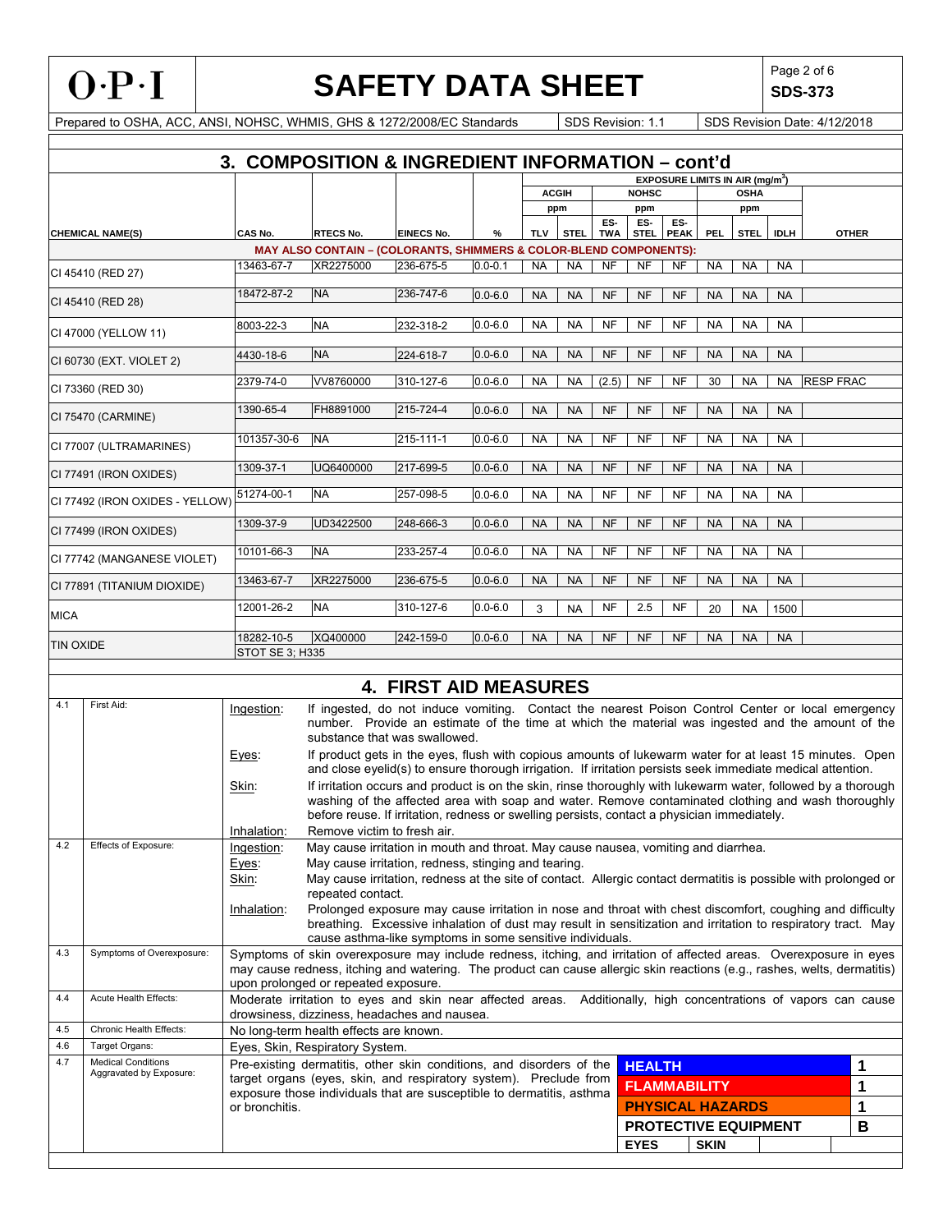## 3. COMPOSITION & INGREDIENT INFORMATION – cont'd

| CHEMICAL NAME(S) | CAS No. | RTECS No. | EINECS No. | % | ACGIH TLV (ppm) | ACGIH STEL (ppm) | NOHSC ES-TWA (ppm) | NOHSC ES-STEL (ppm) | NOHSC ES-PEAK (ppm) | OSHA PEL (ppm) | OSHA STEL (ppm) | OSHA IDLH (ppm) | OTHER |
|---|---|---|---|---|---|---|---|---|---|---|---|---|---|
| **MAY ALSO CONTAIN – (COLORANTS, SHIMMERS & COLOR-BLEND COMPONENTS):** | | | | | | | | | | | | | |
| CI 45410 (RED 27) | 13463-67-7 | XR2275000 | 236-675-5 | 0.0-0.1 | NA | NA | NF | NF | NF | NA | NA | NA | |
| CI 45410 (RED 28) | 18472-87-2 | NA | 236-747-6 | 0.0-6.0 | NA | NA | NF | NF | NF | NA | NA | NA | |
| CI 47000 (YELLOW 11) | 8003-22-3 | NA | 232-318-2 | 0.0-6.0 | NA | NA | NF | NF | NF | NA | NA | NA | |
| CI 60730 (EXT. VIOLET 2) | 4430-18-6 | NA | 224-618-7 | 0.0-6.0 | NA | NA | NF | NF | NF | NA | NA | NA | |
| CI 73360 (RED 30) | 2379-74-0 | VV8760000 | 310-127-6 | 0.0-6.0 | NA | NA | (2.5) | NF | NF | 30 | NA | NA | RESP FRAC |
| CI 75470 (CARMINE) | 1390-65-4 | FH8891000 | 215-724-4 | 0.0-6.0 | NA | NA | NF | NF | NF | NA | NA | NA | |
| CI 77007 (ULTRAMARINES) | 101357-30-6 | NA | 215-111-1 | 0.0-6.0 | NA | NA | NF | NF | NF | NA | NA | NA | |
| CI 77491 (IRON OXIDES) | 1309-37-1 | UQ6400000 | 217-699-5 | 0.0-6.0 | NA | NA | NF | NF | NF | NA | NA | NA | |
| CI 77492 (IRON OXIDES - YELLOW) | 51274-00-1 | NA | 257-098-5 | 0.0-6.0 | NA | NA | NF | NF | NF | NA | NA | NA | |
| CI 77499 (IRON OXIDES) | 1309-37-9 | UD3422500 | 248-666-3 | 0.0-6.0 | NA | NA | NF | NF | NF | NA | NA | NA | |
| CI 77742 (MANGANESE VIOLET) | 10101-66-3 | NA | 233-257-4 | 0.0-6.0 | NA | NA | NF | NF | NF | NA | NA | NA | |
| CI 77891 (TITANIUM DIOXIDE) | 13463-67-7 | XR2275000 | 236-675-5 | 0.0-6.0 | NA | NA | NF | NF | NF | NA | NA | NA | |
| MICA | 12001-26-2 | NA | 310-127-6 | 0.0-6.0 | 3 | NA | NF | 2.5 | NF | 20 | NA | 1500 | |
| TIN OXIDE | 18282-10-5 | XQ400000 | 242-159-0 | 0.0-6.0 | NA | NA | NF | NF | NF | NA | NA | NA | |
| | STOT SE 3; H335 | | | | | | | | | | | | |

EXPOSURE LIMITS IN AIR (mg/m³)

## 4. FIRST AID MEASURES

| | | |
|---|---|---|
| 4.1 | First Aid: | Ingestion: If ingested, do not induce vomiting. Contact the nearest Poison Control Center or local emergency number. Provide an estimate of the time at which the material was ingested and the amount of the substance that was swallowed.<br>Eyes: If product gets in the eyes, flush with copious amounts of lukewarm water for at least 15 minutes. Open and close eyelid(s) to ensure thorough irrigation. If irritation persists seek immediate medical attention.<br>Skin: If irritation occurs and product is on the skin, rinse thoroughly with lukewarm water, followed by a thorough washing of the affected area with soap and water. Remove contaminated clothing and wash thoroughly before reuse. If irritation, redness or swelling persists, contact a physician immediately.<br>Inhalation: Remove victim to fresh air. |
| 4.2 | Effects of Exposure: | Ingestion: May cause irritation in mouth and throat. May cause nausea, vomiting and diarrhea.<br>Eyes: May cause irritation, redness, stinging and tearing.<br>Skin: May cause irritation, redness at the site of contact. Allergic contact dermatitis is possible with prolonged or repeated contact.<br>Inhalation: Prolonged exposure may cause irritation in nose and throat with chest discomfort, coughing and difficulty breathing. Excessive inhalation of dust may result in sensitization and irritation to respiratory tract. May cause asthma-like symptoms in some sensitive individuals. |
| 4.3 | Symptoms of Overexposure: | Symptoms of skin overexposure may include redness, itching, and irritation of affected areas. Overexposure in eyes may cause redness, itching and watering. The product can cause allergic skin reactions (e.g., rashes, welts, dermatitis) upon prolonged or repeated exposure. |
| 4.4 | Acute Health Effects: | Moderate irritation to eyes and skin near affected areas. Additionally, high concentrations of vapors can cause drowsiness, dizziness, headaches and nausea. |
| 4.5 | Chronic Health Effects: | No long-term health effects are known. |
| 4.6 | Target Organs: | Eyes, Skin, Respiratory System. |
| 4.7 | Medical Conditions Aggravated by Exposure: | Pre-existing dermatitis, other skin conditions, and disorders of the target organs (eyes, skin, and respiratory system). Preclude from exposure those individuals that are susceptible to dermatitis, asthma or bronchitis. |

| HAZARD | RATING |
|---|---|
| HEALTH | 1 |
| FLAMMABILITY | 1 |
| PHYSICAL HAZARDS | 1 |
| PROTECTIVE EQUIPMENT | B |
| EYES | SKIN |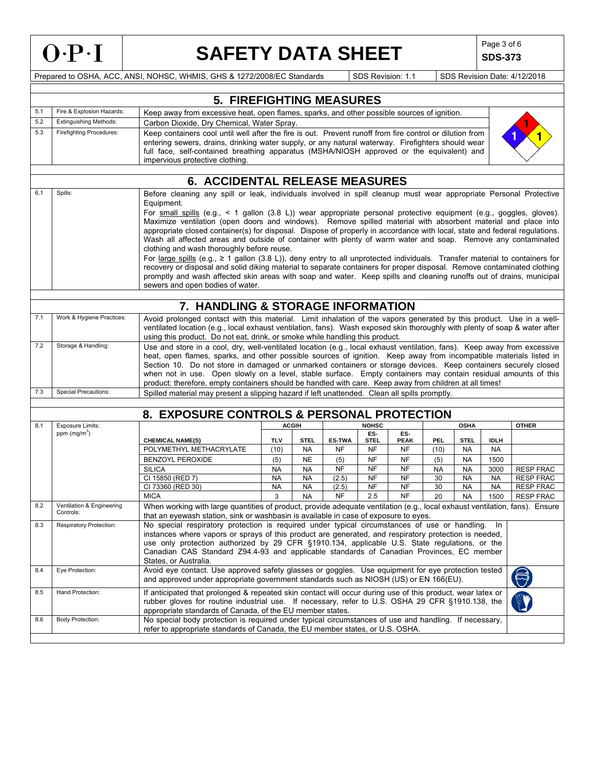## 5. FIREFIGHTING MEASURES

| | | |
|---|---|---|
| 5.1 | Fire & Explosion Hazards: | Keep away from excessive heat, open flames, sparks, and other possible sources of ignition. |
| 5.2 | Extinguishing Methods: | Carbon Dioxide, Dry Chemical, Water Spray. |
| 5.3 | Firefighting Procedures: | Keep containers cool until well after the fire is out. Prevent runoff from fire control or dilution from entering sewers, drains, drinking water supply, or any natural waterway. Firefighters should wear full face, self-contained breathing apparatus (MSHA/NIOSH approved or the equivalent) and impervious protective clothing. |

## 6. ACCIDENTAL RELEASE MEASURES

| | | |
|---|---|---|
| 6.1 | Spills: | Before cleaning any spill or leak, individuals involved in spill cleanup must wear appropriate Personal Protective Equipment. For small spills (e.g., < 1 gallon (3.8 L)) wear appropriate personal protective equipment (e.g., goggles, gloves). Maximize ventilation (open doors and windows). Remove spilled material with absorbent material and place into appropriate closed container(s) for disposal. Dispose of properly in accordance with local, state and federal regulations. Wash all affected areas and outside of container with plenty of warm water and soap. Remove any contaminated clothing and wash thoroughly before reuse. For large spills (e.g., ≥ 1 gallon (3.8 L)), deny entry to all unprotected individuals. Transfer material to containers for recovery or disposal and solid diking material to separate containers for proper disposal. Remove contaminated clothing promptly and wash affected skin areas with soap and water. Keep spills and cleaning runoffs out of drains, municipal sewers and open bodies of water. |

## 7. HANDLING & STORAGE INFORMATION

| | | |
|---|---|---|
| 7.1 | Work & Hygiene Practices: | Avoid prolonged contact with this material. Limit inhalation of the vapors generated by this product. Use in a well-ventilated location (e.g., local exhaust ventilation, fans). Wash exposed skin thoroughly with plenty of soap & water after using this product. Do not eat, drink, or smoke while handling this product. |
| 7.2 | Storage & Handling: | Use and store in a cool, dry, well-ventilated location (e.g., local exhaust ventilation, fans). Keep away from excessive heat, open flames, sparks, and other possible sources of ignition. Keep away from incompatible materials listed in Section 10. Do not store in damaged or unmarked containers or storage devices. Keep containers securely closed when not in use. Open slowly on a level, stable surface. Empty containers may contain residual amounts of this product; therefore, empty containers should be handled with care. Keep away from children at all times! |
| 7.3 | Special Precautions: | Spilled material may present a slipping hazard if left unattended. Clean all spills promptly. |

## 8. EXPOSURE CONTROLS & PERSONAL PROTECTION

8.1 Exposure Limits: ppm (mg/m$^3$)

| | ACGIH | | NOHSC | | | OSHA | | | OTHER |
|---|---|---|---|---|---|---|---|---|---|
| CHEMICAL NAME(S) | TLV | STEL | ES-TWA | ES-STEL | ES-PEAK | PEL | STEL | IDLH | |
| POLYMETHYL METHACRYLATE | (10) | NA | NF | NF | NF | (10) | NA | NA | |
| BENZOYL PEROXIDE | (5) | NE | (5) | NF | NF | (5) | NA | 1500 | |
| SILICA | NA | NA | NF | NF | NF | NA | NA | 3000 | RESP FRAC |
| CI 15850 (RED 7) | NA | NA | (2.5) | NF | NF | 30 | NA | NA | RESP FRAC |
| CI 73360 (RED 30) | NA | NA | (2.5) | NF | NF | 30 | NA | NA | RESP FRAC |
| MICA | 3 | NA | NF | 2.5 | NF | 20 | NA | 1500 | RESP FRAC |

| | | |
|---|---|---|
| 8.2 | Ventilation & Engineering Controls: | When working with large quantities of product, provide adequate ventilation (e.g., local exhaust ventilation, fans). Ensure that an eyewash station, sink or washbasin is available in case of exposure to eyes. |
| 8.3 | Respiratory Protection: | No special respiratory protection is required under typical circumstances of use or handling. In instances where vapors or sprays of this product are generated, and respiratory protection is needed, use only protection authorized by 29 CFR §1910.134, applicable U.S. State regulations, or the Canadian CAS Standard Z94.4-93 and applicable standards of Canadian Provinces, EC member States, or Australia. |
| 8.4 | Eye Protection: | Avoid eye contact. Use approved safety glasses or goggles. Use equipment for eye protection tested and approved under appropriate government standards such as NIOSH (US) or EN 166(EU). |
| 8.5 | Hand Protection: | If anticipated that prolonged & repeated skin contact will occur during use of this product, wear latex or rubber gloves for routine industrial use. If necessary, refer to U.S. OSHA 29 CFR §1910.138, the appropriate standards of Canada, of the EU member states. |
| 8.6 | Body Protection: | No special body protection is required under typical circumstances of use and handling. If necessary, refer to appropriate standards of Canada, the EU member states, or U.S. OSHA. |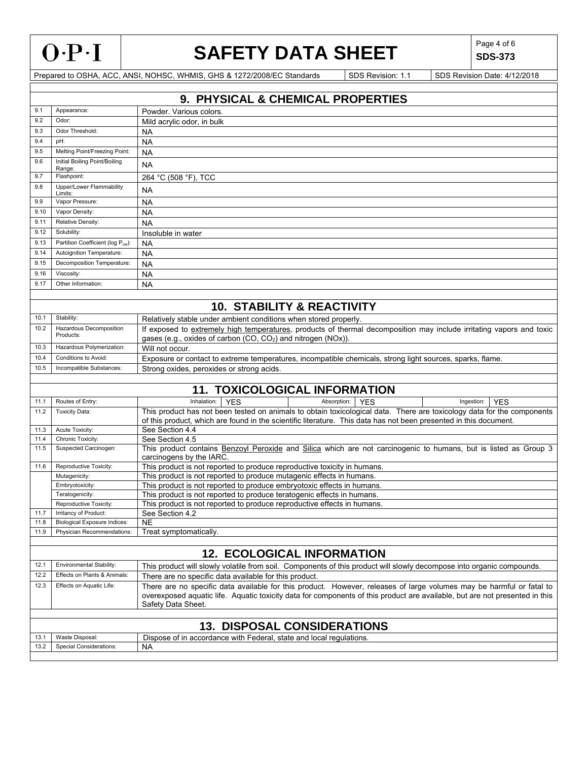## 9. PHYSICAL & CHEMICAL PROPERTIES

| No. | Property | Value |
|---|---|---|
| 9.1 | Appearance: | Powder. Various colors. |
| 9.2 | Odor: | Mild acrylic odor, in bulk |
| 9.3 | Odor Threshold: | NA |
| 9.4 | pH: | NA |
| 9.5 | Melting Point/Freezing Point: | NA |
| 9.6 | Initial Boiling Point/Boiling Range: | NA |
| 9.7 | Flashpoint: | 264 °C (508 °F), TCC |
| 9.8 | Upper/Lower Flammability Limits: | NA |
| 9.9 | Vapor Pressure: | NA |
| 9.10 | Vapor Density: | NA |
| 9.11 | Relative Density: | NA |
| 9.12 | Solubility: | Insoluble in water |
| 9.13 | Partition Coefficient (log $P_{ow}$): | NA |
| 9.14 | Autoignition Temperature: | NA |
| 9.15 | Decomposition Temperature: | NA |
| 9.16 | Viscosity: | NA |
| 9.17 | Other Information: | NA |

## 10. STABILITY & REACTIVITY

| No. | Item | Information |
|---|---|---|
| 10.1 | Stability: | Relatively stable under ambient conditions when stored properly. |
| 10.2 | Hazardous Decomposition Products: | If exposed to extremely high temperatures, products of thermal decomposition may include irritating vapors and toxic gases (e.g., oxides of carbon (CO, $CO_2$) and nitrogen (NOx)). |
| 10.3 | Hazardous Polymerization: | Will not occur. |
| 10.4 | Conditions to Avoid: | Exposure or contact to extreme temperatures, incompatible chemicals, strong light sources, sparks, flame. |
| 10.5 | Incompatible Substances: | Strong oxides, peroxides or strong acids. |

## 11. TOXICOLOGICAL INFORMATION

| No. | Item | Information |
|---|---|---|
| 11.1 | Routes of Entry: | Inhalation: YES; Absorption: YES; Ingestion: YES |
| 11.2 | Toxicity Data: | This product has not been tested on animals to obtain toxicological data. There are toxicology data for the components of this product, which are found in the scientific literature. This data has not been presented in this document. |
| 11.3 | Acute Toxicity: | See Section 4.4 |
| 11.4 | Chronic Toxicity: | See Section 4.5 |
| 11.5 | Suspected Carcinogen: | This product contains Benzoyl Peroxide and Silica which are not carcinogenic to humans, but is listed as Group 3 carcinogens by the IARC. |
| 11.6 | Reproductive Toxicity: | This product is not reported to produce reproductive toxicity in humans. |
| | Mutagenicity: | This product is not reported to produce mutagenic effects in humans. |
| | Embryotoxicity: | This product is not reported to produce embryotoxic effects in humans. |
| | Teratogenicity: | This product is not reported to produce teratogenic effects in humans. |
| | Reproductive Toxicity: | This product is not reported to produce reproductive effects in humans. |
| 11.7 | Irritancy of Product: | See Section 4.2 |
| 11.8 | Biological Exposure Indices: | NE |
| 11.9 | Physician Recommendations: | Treat symptomatically. |

## 12. ECOLOGICAL INFORMATION

| No. | Item | Information |
|---|---|---|
| 12.1 | Environmental Stability: | This product will slowly volatile from soil. Components of this product will slowly decompose into organic compounds. |
| 12.2 | Effects on Plants & Animals: | There are no specific data available for this product. |
| 12.3 | Effects on Aquatic Life: | There are no specific data available for this product. However, releases of large volumes may be harmful or fatal to overexposed aquatic life. Aquatic toxicity data for components of this product are available, but are not presented in this Safety Data Sheet. |

## 13. DISPOSAL CONSIDERATIONS

| No. | Item | Information |
|---|---|---|
| 13.1 | Waste Disposal: | Dispose of in accordance with Federal, state and local regulations. |
| 13.2 | Special Considerations: | NA |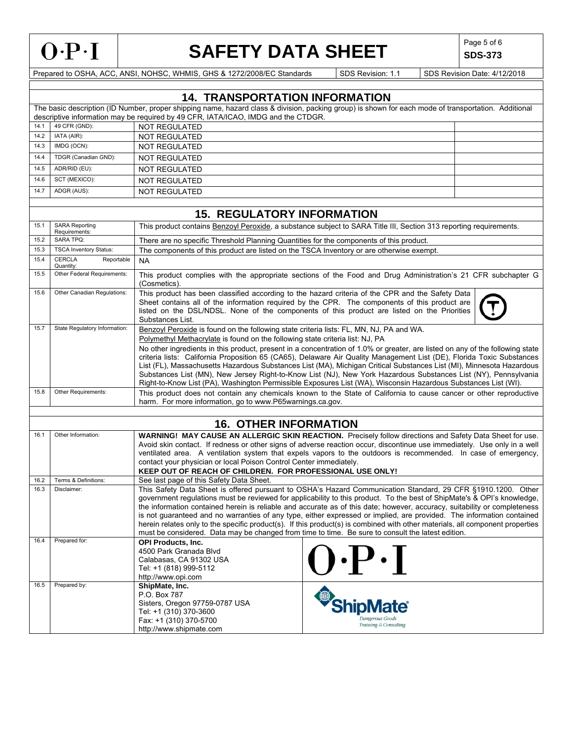## 14. TRANSPORTATION INFORMATION

The basic description (ID Number, proper shipping name, hazard class & division, packing group) is shown for each mode of transportation. Additional descriptive information may be required by 49 CFR, IATA/ICAO, IMDG and the CTDGR.

| | | | |
|---|---|---|---|
| 14.1 | 49 CFR (GND): | NOT REGULATED | |
| 14.2 | IATA (AIR): | NOT REGULATED | |
| 14.3 | IMDG (OCN): | NOT REGULATED | |
| 14.4 | TDGR (Canadian GND): | NOT REGULATED | |
| 14.5 | ADR/RID (EU): | NOT REGULATED | |
| 14.6 | SCT (MEXICO): | NOT REGULATED | |
| 14.7 | ADGR (AUS): | NOT REGULATED | |

## 15. REGULATORY INFORMATION

| | | |
|---|---|---|
| 15.1 | SARA Reporting Requirements: | This product contains Benzoyl Peroxide, a substance subject to SARA Title III, Section 313 reporting requirements. |
| 15.2 | SARA TPQ: | There are no specific Threshold Planning Quantities for the components of this product. |
| 15.3 | TSCA Inventory Status: | The components of this product are listed on the TSCA Inventory or are otherwise exempt. |
| 15.4 | CERCLA Reportable Quantity: | NA |
| 15.5 | Other Federal Requirements: | This product complies with the appropriate sections of the Food and Drug Administration's 21 CFR subchapter G (Cosmetics). |
| 15.6 | Other Canadian Regulations: | This product has been classified according to the hazard criteria of the CPR and the Safety Data Sheet contains all of the information required by the CPR. The components of this product are listed on the DSL/NDSL. None of the components of this product are listed on the Priorities Substances List. |
| 15.7 | State Regulatory Information: | Benzoyl Peroxide is found on the following state criteria lists: FL, MN, NJ, PA and WA.<br>Polymethyl Methacrylate is found on the following state criteria list: NJ, PA<br>No other ingredients in this product, present in a concentration of 1.0% or greater, are listed on any of the following state criteria lists: California Proposition 65 (CA65), Delaware Air Quality Management List (DE), Florida Toxic Substances List (FL), Massachusetts Hazardous Substances List (MA), Michigan Critical Substances List (MI), Minnesota Hazardous Substances List (MN), New Jersey Right-to-Know List (NJ), New York Hazardous Substances List (NY), Pennsylvania Right-to-Know List (PA), Washington Permissible Exposures List (WA), Wisconsin Hazardous Substances List (WI). |
| 15.8 | Other Requirements: | This product does not contain any chemicals known to the State of California to cause cancer or other reproductive harm. For more information, go to www.P65warnings.ca.gov. |

## 16. OTHER INFORMATION

| | | |
|---|---|---|
| 16.1 | Other Information: | **WARNING! MAY CAUSE AN ALLERGIC SKIN REACTION.** Precisely follow directions and Safety Data Sheet for use. Avoid skin contact. If redness or other signs of adverse reaction occur, discontinue use immediately. Use only in a well ventilated area. A ventilation system that expels vapors to the outdoors is recommended. In case of emergency, contact your physician or local Poison Control Center immediately.<br>**KEEP OUT OF REACH OF CHILDREN. FOR PROFESSIONAL USE ONLY!** |
| 16.2 | Terms & Definitions: | See last page of this Safety Data Sheet. |
| 16.3 | Disclaimer: | This Safety Data Sheet is offered pursuant to OSHA's Hazard Communication Standard, 29 CFR §1910.1200. Other government regulations must be reviewed for applicability to this product. To the best of ShipMate's & OPI's knowledge, the information contained herein is reliable and accurate as of this date; however, accuracy, suitability or completeness is not guaranteed and no warranties of any type, either expressed or implied, are provided. The information contained herein relates only to the specific product(s). If this product(s) is combined with other materials, all component properties must be considered. Data may be changed from time to time. Be sure to consult the latest edition. |
| 16.4 | Prepared for: | **OPI Products, Inc.**<br>4500 Park Granada Blvd<br>Calabasas, CA 91302 USA<br>Tel: +1 (818) 999-5112<br>http://www.opi.com |
| 16.5 | Prepared by: | **ShipMate, Inc.**<br>P.O. Box 787<br>Sisters, Oregon 97759-0787 USA<br>Tel: +1 (310) 370-3600<br>Fax: +1 (310) 370-5700<br>http://www.shipmate.com |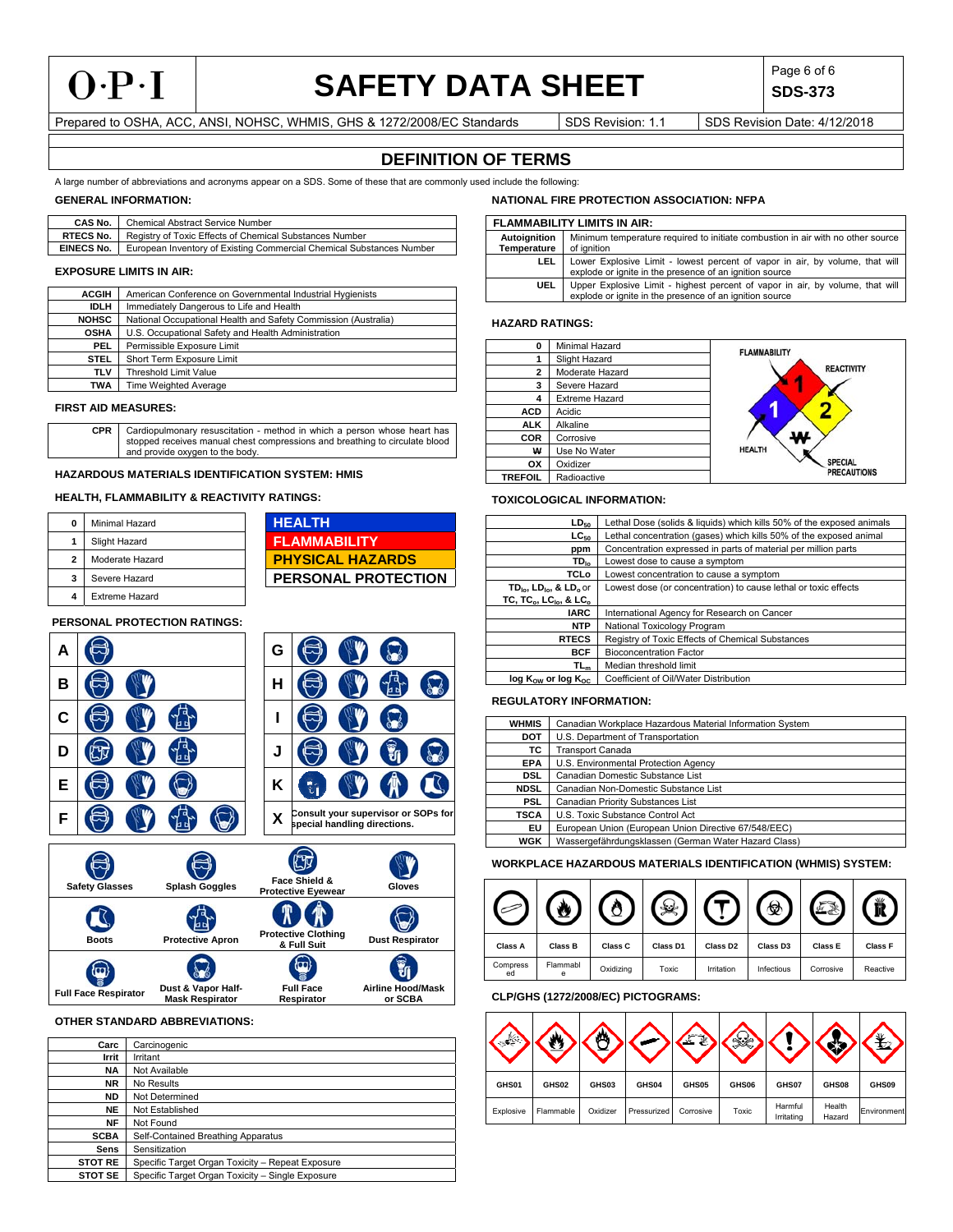# SAFETY DATA SHEET

**SDS-373**

Prepared to OSHA, ACC, ANSI, NOHSC, WHMIS, GHS & 1272/2008/EC Standards | SDS Revision: 1.1 | SDS Revision Date: 4/12/2018

## DEFINITION OF TERMS

A large number of abbreviations and acronyms appear on a SDS. Some of these that are commonly used include the following:

### GENERAL INFORMATION:

| | |
|---|---|
| **CAS No.** | Chemical Abstract Service Number |
| **RTECS No.** | Registry of Toxic Effects of Chemical Substances Number |
| **EINECS No.** | European Inventory of Existing Commercial Chemical Substances Number |

### EXPOSURE LIMITS IN AIR:

| | |
|---|---|
| **ACGIH** | American Conference on Governmental Industrial Hygienists |
| **IDLH** | Immediately Dangerous to Life and Health |
| **NOHSC** | National Occupational Health and Safety Commission (Australia) |
| **OSHA** | U.S. Occupational Safety and Health Administration |
| **PEL** | Permissible Exposure Limit |
| **STEL** | Short Term Exposure Limit |
| **TLV** | Threshold Limit Value |
| **TWA** | Time Weighted Average |

### FIRST AID MEASURES:

| | |
|---|---|
| **CPR** | Cardiopulmonary resuscitation - method in which a person whose heart has stopped receives manual chest compressions and breathing to circulate blood and provide oxygen to the body. |

### HAZARDOUS MATERIALS IDENTIFICATION SYSTEM: HMIS

### HEALTH, FLAMMABILITY & REACTIVITY RATINGS:

| | |
|---|---|
| **0** | Minimal Hazard |
| **1** | Slight Hazard |
| **2** | Moderate Hazard |
| **3** | Severe Hazard |
| **4** | Extreme Hazard |

HEALTH
FLAMMABILITY
PHYSICAL HAZARDS
PERSONAL PROTECTION

### PERSONAL PROTECTION RATINGS:

A, B, C, D, E, F, G, H, I, J, K

X Consult your supervisor or SOPs for special handling directions.

Safety Glasses | Splash Goggles | Face Shield & Protective Eyewear | Gloves | Boots | Protective Apron | Protective Clothing & Full Suit | Dust Respirator | Full Face Respirator | Dust & Vapor Half-Mask Respirator | Full Face Respirator | Airline Hood/Mask or SCBA

### OTHER STANDARD ABBREVIATIONS:

| | |
|---|---|
| **Carc** | Carcinogenic |
| **Irrit** | Irritant |
| **NA** | Not Available |
| **NR** | No Results |
| **ND** | Not Determined |
| **NE** | Not Established |
| **NF** | Not Found |
| **SCBA** | Self-Contained Breathing Apparatus |
| **Sens** | Sensitization |
| **STOT RE** | Specific Target Organ Toxicity – Repeat Exposure |
| **STOT SE** | Specific Target Organ Toxicity – Single Exposure |

### NATIONAL FIRE PROTECTION ASSOCIATION: NFPA

| FLAMMABILITY LIMITS IN AIR: | |
|---|---|
| **Autoignition Temperature** | Minimum temperature required to initiate combustion in air with no other source of ignition |
| **LEL** | Lower Explosive Limit - lowest percent of vapor in air, by volume, that will explode or ignite in the presence of an ignition source |
| **UEL** | Upper Explosive Limit - highest percent of vapor in air, by volume, that will explode or ignite in the presence of an ignition source |

### HAZARD RATINGS:

| | |
|---|---|
| **0** | Minimal Hazard |
| **1** | Slight Hazard |
| **2** | Moderate Hazard |
| **3** | Severe Hazard |
| **4** | Extreme Hazard |
| **ACD** | Acidic |
| **ALK** | Alkaline |
| **COR** | Corrosive |
| **W** | Use No Water |
| **OX** | Oxidizer |
| **TREFOIL** | Radioactive |

FLAMMABILITY
REACTIVITY
HEALTH
SPECIAL PRECAUTIONS
1
1
2
W

### TOXICOLOGICAL INFORMATION:

| | |
|---|---|
| **$LD_{50}$** | Lethal Dose (solids & liquids) which kills 50% of the exposed animals |
| **$LC_{50}$** | Lethal concentration (gases) which kills 50% of the exposed animal |
| **ppm** | Concentration expressed in parts of material per million parts |
| **$TD_{lo}$** | Lowest dose to cause a symptom |
| **TCLo** | Lowest concentration to cause a symptom |
| **$TD_{lo}$, $LD_{lo}$, & $LD_o$ or TC, $TC_o$, $LC_{lo}$, & $LC_o$** | Lowest dose (or concentration) to cause lethal or toxic effects |
| **IARC** | International Agency for Research on Cancer |
| **NTP** | National Toxicology Program |
| **RTECS** | Registry of Toxic Effects of Chemical Substances |
| **BCF** | Bioconcentration Factor |
| **$TL_m$** | Median threshold limit |
| **log $K_{OW}$ or log $K_{OC}$** | Coefficient of Oil/Water Distribution |

### REGULATORY INFORMATION:

| | |
|---|---|
| **WHMIS** | Canadian Workplace Hazardous Material Information System |
| **DOT** | U.S. Department of Transportation |
| **TC** | Transport Canada |
| **EPA** | U.S. Environmental Protection Agency |
| **DSL** | Canadian Domestic Substance List |
| **NDSL** | Canadian Non-Domestic Substance List |
| **PSL** | Canadian Priority Substances List |
| **TSCA** | U.S. Toxic Substance Control Act |
| **EU** | European Union (European Union Directive 67/548/EEC) |
| **WGK** | Wassergefährdungsklassen (German Water Hazard Class) |

### WORKPLACE HAZARDOUS MATERIALS IDENTIFICATION (WHMIS) SYSTEM:

| Class A | Class B | Class C | Class D1 | Class D2 | Class D3 | Class E | Class F |
|---|---|---|---|---|---|---|---|
| Compressed | Flammable | Oxidizing | Toxic | Irritation | Infectious | Corrosive | Reactive |

### CLP/GHS (1272/2008/EC) PICTOGRAMS:

| GHS01 | GHS02 | GHS03 | GHS04 | GHS05 | GHS06 | GHS07 | GHS08 | GHS09 |
|---|---|---|---|---|---|---|---|---|
| Explosive | Flammable | Oxidizer | Pressurized | Corrosive | Toxic | Harmful Irritating | Health Hazard | Environment |